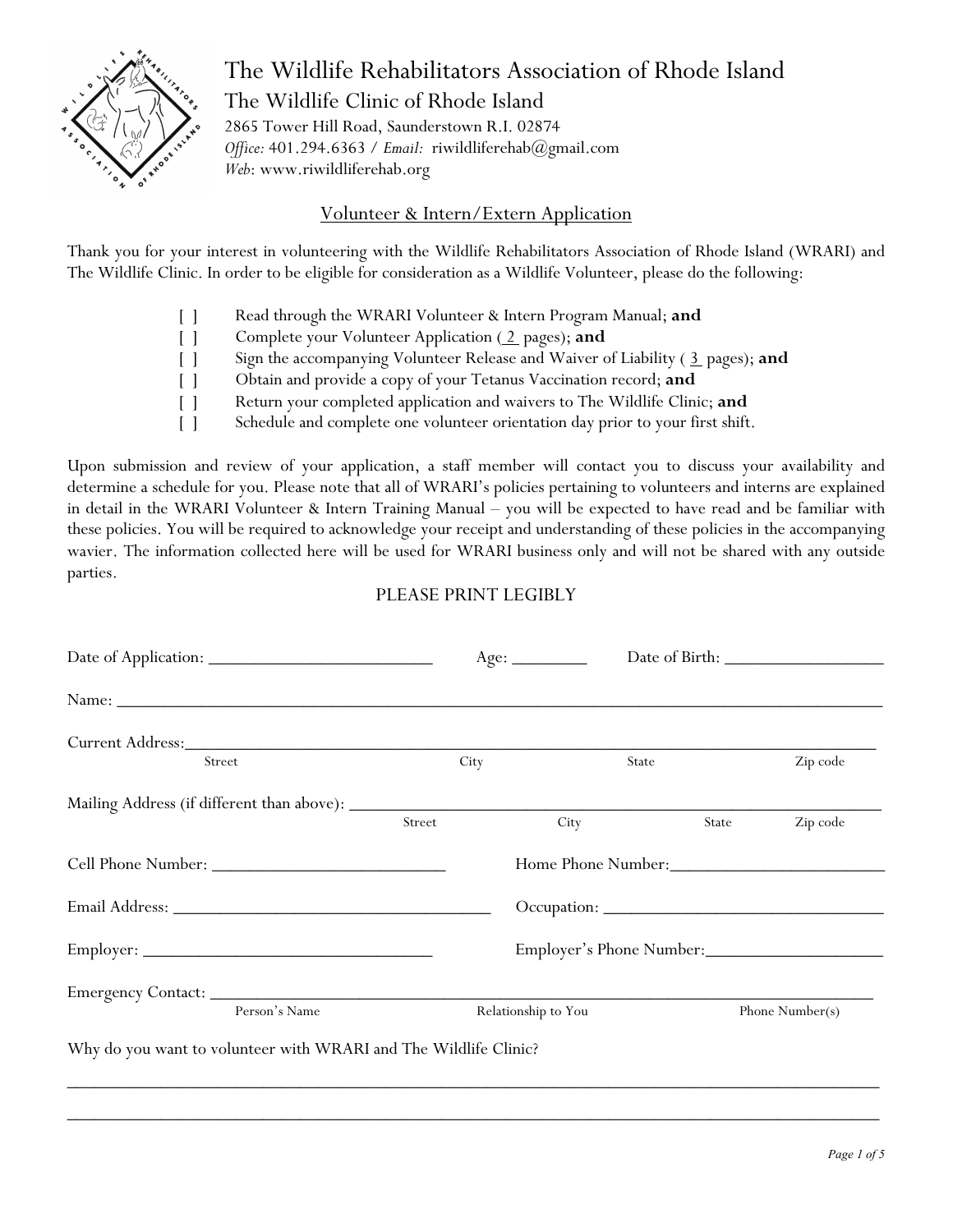# The Wildlife Rehabilitators Association of Rhode Island

## The Wildlife Clinic of Rhode Island

2865 Tower Hill Road, Saunderstown R.I. 02874
*Office:* 401.294.6363 / *Email:* riwildliferehab@gmail.com
*Web*: www.riwildliferehab.org

### Volunteer & Intern/Extern Application

Thank you for your interest in volunteering with the Wildlife Rehabilitators Association of Rhode Island (WRARI) and The Wildlife Clinic. In order to be eligible for consideration as a Wildlife Volunteer, please do the following:

- [ ] Read through the WRARI Volunteer & Intern Program Manual; **and**
- [ ] Complete your Volunteer Application ( 2 pages); **and**
- [ ] Sign the accompanying Volunteer Release and Waiver of Liability ( 3 pages); **and**
- [ ] Obtain and provide a copy of your Tetanus Vaccination record; **and**
- [ ] Return your completed application and waivers to The Wildlife Clinic; **and**
- [ ] Schedule and complete one volunteer orientation day prior to your first shift.

Upon submission and review of your application, a staff member will contact you to discuss your availability and determine a schedule for you. Please note that all of WRARI's policies pertaining to volunteers and interns are explained in detail in the WRARI Volunteer & Intern Training Manual – you will be expected to have read and be familiar with these policies. You will be required to acknowledge your receipt and understanding of these policies in the accompanying wavier. The information collected here will be used for WRARI business only and will not be shared with any outside parties.

PLEASE PRINT LEGIBLY

Date of Application: ________________________ Age: ________ Date of Birth: _________________

Name: ____________________________________________________________________________

Current Address: ____________________________________________________________________
Street City State Zip code

Mailing Address (if different than above): ______________________________________________
Street City State Zip code

Cell Phone Number: ________________________ Home Phone Number: _______________________

Email Address: _____________________________ Occupation: ______________________________

Employer: _____________________________ Employer's Phone Number: ___________________

Emergency Contact: __________________________________________________________________
Person's Name Relationship to You Phone Number(s)

Why do you want to volunteer with WRARI and The Wildlife Clinic?

__________________________________________________________________________________

__________________________________________________________________________________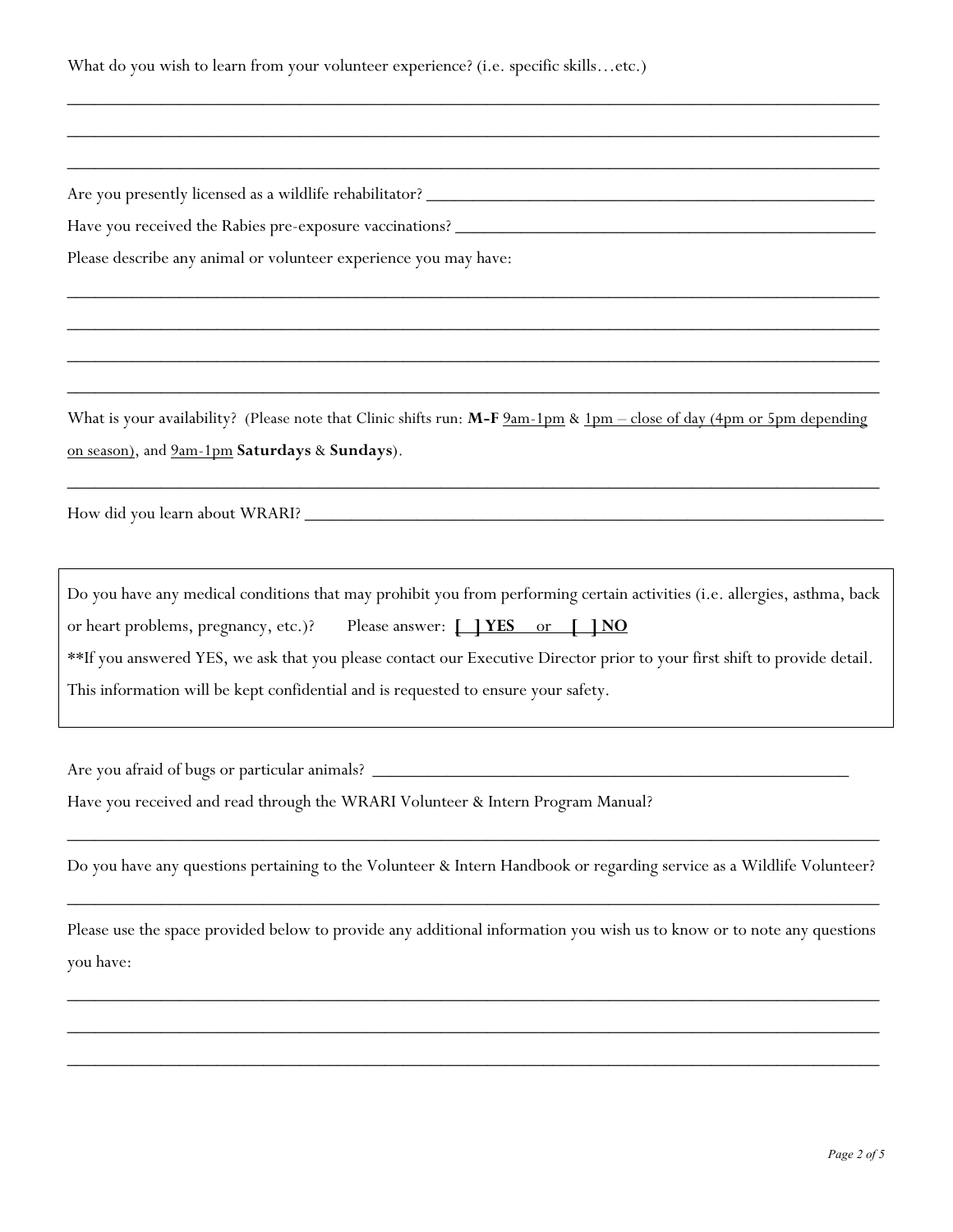What do you wish to learn from your volunteer experience? (i.e. specific skills…etc.)

______________________________________________________________________________

______________________________________________________________________________

______________________________________________________________________________

Are you presently licensed as a wildlife rehabilitator? ________________________________________

Have you received the Rabies pre-exposure vaccinations? ______________________________________

Please describe any animal or volunteer experience you may have:

______________________________________________________________________________

______________________________________________________________________________

______________________________________________________________________________

______________________________________________________________________________

What is your availability? (Please note that Clinic shifts run: **M-F** 9am-1pm & 1pm – close of day (4pm or 5pm depending on season), and 9am-1pm **Saturdays** & **Sundays**).

______________________________________________________________________________

How did you learn about WRARI? _________________________________________________________

Do you have any medical conditions that may prohibit you from performing certain activities (i.e. allergies, asthma, back or heart problems, pregnancy, etc.)? Please answer: **[ ] YES** or **[ ] NO**

**If you answered YES, we ask that you please contact our Executive Director prior to your first shift to provide detail. This information will be kept confidential and is requested to ensure your safety.

Are you afraid of bugs or particular animals? ___________________________________________

Have you received and read through the WRARI Volunteer & Intern Program Manual?

______________________________________________________________________________

Do you have any questions pertaining to the Volunteer & Intern Handbook or regarding service as a Wildlife Volunteer?

______________________________________________________________________________

Please use the space provided below to provide any additional information you wish us to know or to note any questions you have:

______________________________________________________________________________

______________________________________________________________________________

______________________________________________________________________________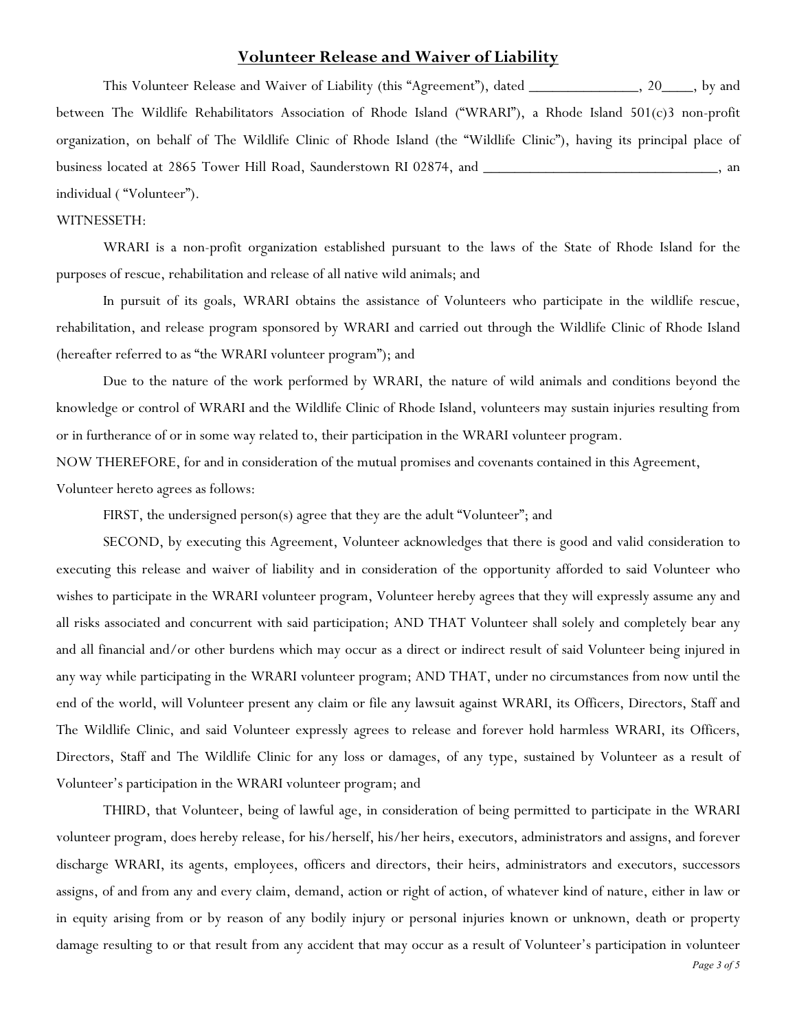## **Volunteer Release and Waiver of Liability**

This Volunteer Release and Waiver of Liability (this "Agreement"), dated _______________, 20____, by and between The Wildlife Rehabilitators Association of Rhode Island ("WRARI"), a Rhode Island 501(c)3 non-profit organization, on behalf of The Wildlife Clinic of Rhode Island (the "Wildlife Clinic"), having its principal place of business located at 2865 Tower Hill Road, Saunderstown RI 02874, and ________________________________, an individual ( "Volunteer").

WITNESSETH:

WRARI is a non-profit organization established pursuant to the laws of the State of Rhode Island for the purposes of rescue, rehabilitation and release of all native wild animals; and

In pursuit of its goals, WRARI obtains the assistance of Volunteers who participate in the wildlife rescue, rehabilitation, and release program sponsored by WRARI and carried out through the Wildlife Clinic of Rhode Island (hereafter referred to as "the WRARI volunteer program"); and

Due to the nature of the work performed by WRARI, the nature of wild animals and conditions beyond the knowledge or control of WRARI and the Wildlife Clinic of Rhode Island, volunteers may sustain injuries resulting from or in furtherance of or in some way related to, their participation in the WRARI volunteer program.

NOW THEREFORE, for and in consideration of the mutual promises and covenants contained in this Agreement, Volunteer hereto agrees as follows:

FIRST, the undersigned person(s) agree that they are the adult "Volunteer"; and

SECOND, by executing this Agreement, Volunteer acknowledges that there is good and valid consideration to executing this release and waiver of liability and in consideration of the opportunity afforded to said Volunteer who wishes to participate in the WRARI volunteer program, Volunteer hereby agrees that they will expressly assume any and all risks associated and concurrent with said participation; AND THAT Volunteer shall solely and completely bear any and all financial and/or other burdens which may occur as a direct or indirect result of said Volunteer being injured in any way while participating in the WRARI volunteer program; AND THAT, under no circumstances from now until the end of the world, will Volunteer present any claim or file any lawsuit against WRARI, its Officers, Directors, Staff and The Wildlife Clinic, and said Volunteer expressly agrees to release and forever hold harmless WRARI, its Officers, Directors, Staff and The Wildlife Clinic for any loss or damages, of any type, sustained by Volunteer as a result of Volunteer's participation in the WRARI volunteer program; and

THIRD, that Volunteer, being of lawful age, in consideration of being permitted to participate in the WRARI volunteer program, does hereby release, for his/herself, his/her heirs, executors, administrators and assigns, and forever discharge WRARI, its agents, employees, officers and directors, their heirs, administrators and executors, successors assigns, of and from any and every claim, demand, action or right of action, of whatever kind of nature, either in law or in equity arising from or by reason of any bodily injury or personal injuries known or unknown, death or property damage resulting to or that result from any accident that may occur as a result of Volunteer's participation in volunteer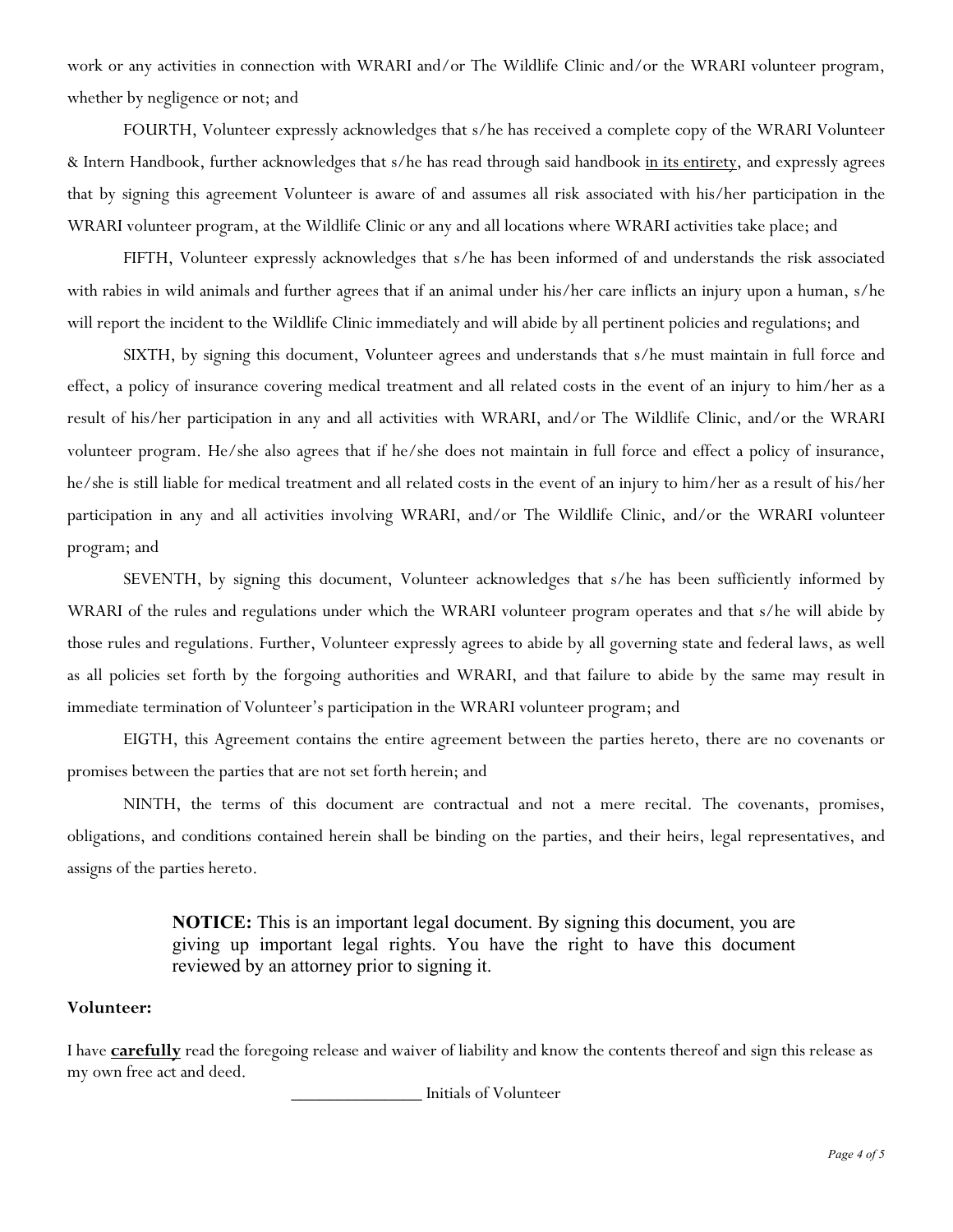work or any activities in connection with WRARI and/or The Wildlife Clinic and/or the WRARI volunteer program, whether by negligence or not; and

FOURTH, Volunteer expressly acknowledges that s/he has received a complete copy of the WRARI Volunteer & Intern Handbook, further acknowledges that s/he has read through said handbook <u>in its entirety</u>, and expressly agrees that by signing this agreement Volunteer is aware of and assumes all risk associated with his/her participation in the WRARI volunteer program, at the Wildlife Clinic or any and all locations where WRARI activities take place; and

FIFTH, Volunteer expressly acknowledges that s/he has been informed of and understands the risk associated with rabies in wild animals and further agrees that if an animal under his/her care inflicts an injury upon a human, s/he will report the incident to the Wildlife Clinic immediately and will abide by all pertinent policies and regulations; and

SIXTH, by signing this document, Volunteer agrees and understands that s/he must maintain in full force and effect, a policy of insurance covering medical treatment and all related costs in the event of an injury to him/her as a result of his/her participation in any and all activities with WRARI, and/or The Wildlife Clinic, and/or the WRARI volunteer program. He/she also agrees that if he/she does not maintain in full force and effect a policy of insurance, he/she is still liable for medical treatment and all related costs in the event of an injury to him/her as a result of his/her participation in any and all activities involving WRARI, and/or The Wildlife Clinic, and/or the WRARI volunteer program; and

SEVENTH, by signing this document, Volunteer acknowledges that s/he has been sufficiently informed by WRARI of the rules and regulations under which the WRARI volunteer program operates and that s/he will abide by those rules and regulations. Further, Volunteer expressly agrees to abide by all governing state and federal laws, as well as all policies set forth by the forgoing authorities and WRARI, and that failure to abide by the same may result in immediate termination of Volunteer's participation in the WRARI volunteer program; and

EIGTH, this Agreement contains the entire agreement between the parties hereto, there are no covenants or promises between the parties that are not set forth herein; and

NINTH, the terms of this document are contractual and not a mere recital. The covenants, promises, obligations, and conditions contained herein shall be binding on the parties, and their heirs, legal representatives, and assigns of the parties hereto.

> **NOTICE:** This is an important legal document. By signing this document, you are giving up important legal rights. You have the right to have this document reviewed by an attorney prior to signing it.

**Volunteer:**

I have **<u>carefully</u>** read the foregoing release and waiver of liability and know the contents thereof and sign this release as my own free act and deed.

_______________ Initials of Volunteer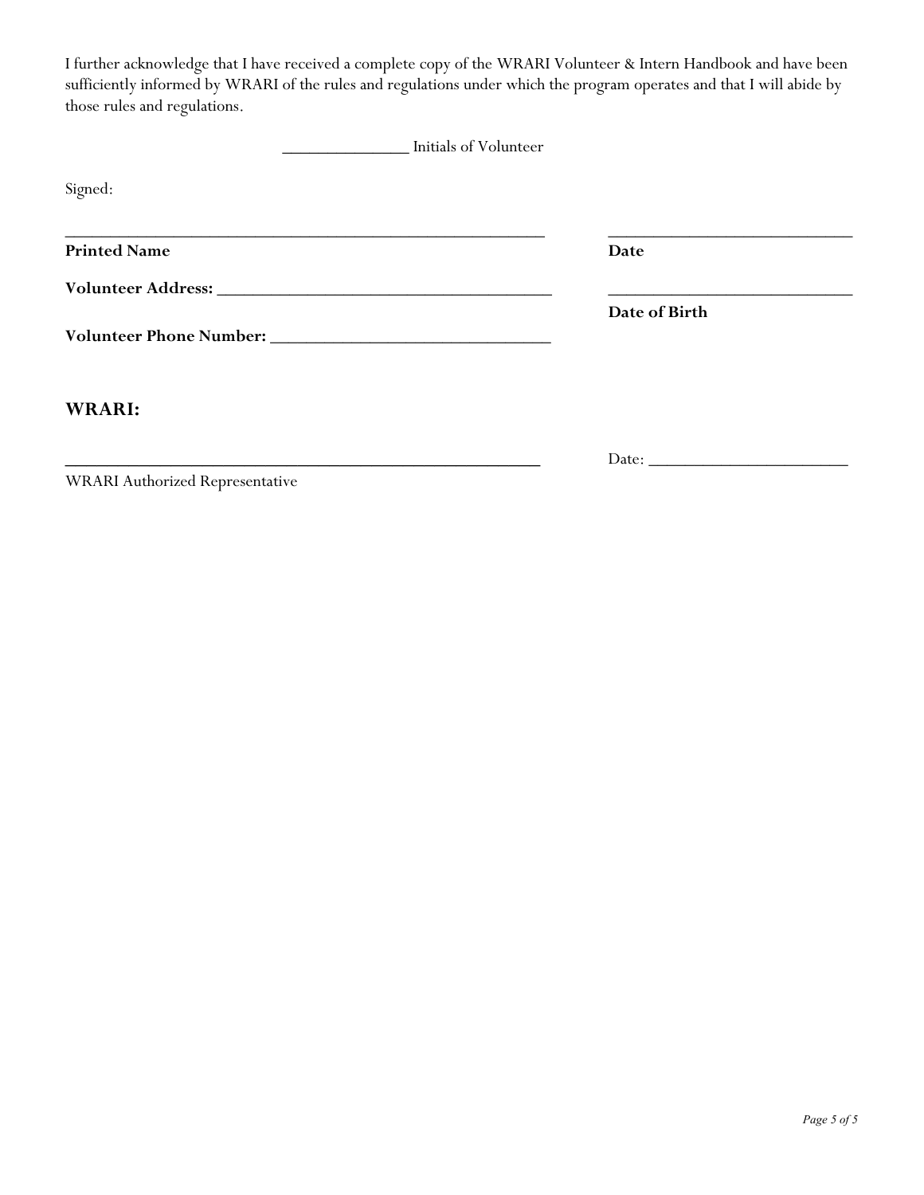I further acknowledge that I have received a complete copy of the WRARI Volunteer & Intern Handbook and have been sufficiently informed by WRARI of the rules and regulations under which the program operates and that I will abide by those rules and regulations.

_______________ Initials of Volunteer

Signed:

_____________________________________________________ _____________________________

**Printed Name** **Date**

**Volunteer Address:** _____________________________________ _____________________________

**Date of Birth**

**Volunteer Phone Number:** _______________________________

## WRARI:

_____________________________________________________ Date: _______________________

WRARI Authorized Representative